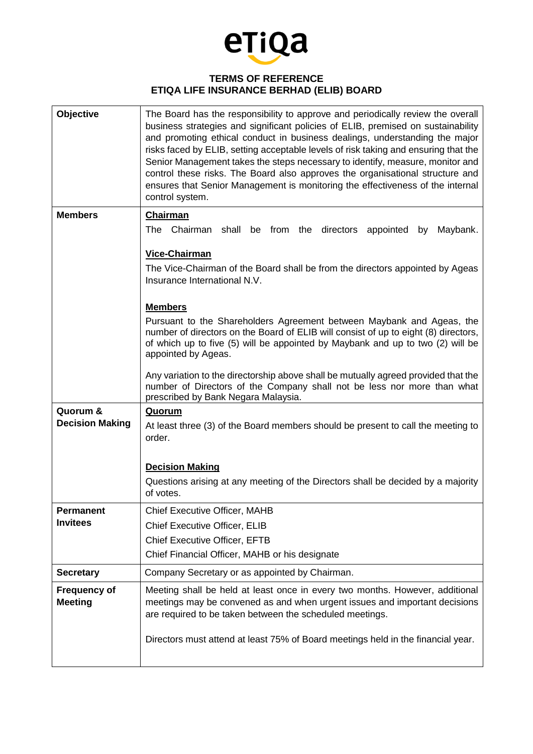**TERMS OF REFERENCE**
**ETIQA LIFE INSURANCE BERHAD (ELIB) BOARD**

| | |
|---|---|
| **Objective** | The Board has the responsibility to approve and periodically review the overall business strategies and significant policies of ELIB, premised on sustainability and promoting ethical conduct in business dealings, understanding the major risks faced by ELIB, setting acceptable levels of risk taking and ensuring that the Senior Management takes the steps necessary to identify, measure, monitor and control these risks. The Board also approves the organisational structure and ensures that Senior Management is monitoring the effectiveness of the internal control system. |
| **Members** | **<u>Chairman</u>**<br>The Chairman shall be from the directors appointed by Maybank.<br><br>**<u>Vice-Chairman</u>**<br>The Vice-Chairman of the Board shall be from the directors appointed by Ageas Insurance International N.V.<br><br>**<u>Members</u>**<br>Pursuant to the Shareholders Agreement between Maybank and Ageas, the number of directors on the Board of ELIB will consist of up to eight (8) directors, of which up to five (5) will be appointed by Maybank and up to two (2) will be appointed by Ageas.<br><br>Any variation to the directorship above shall be mutually agreed provided that the number of Directors of the Company shall not be less nor more than what prescribed by Bank Negara Malaysia. |
| **Quorum & Decision Making** | **<u>Quorum</u>**<br>At least three (3) of the Board members should be present to call the meeting to order.<br><br>**<u>Decision Making</u>**<br>Questions arising at any meeting of the Directors shall be decided by a majority of votes. |
| **Permanent Invitees** | Chief Executive Officer, MAHB<br>Chief Executive Officer, ELIB<br>Chief Executive Officer, EFTB<br>Chief Financial Officer, MAHB or his designate |
| **Secretary** | Company Secretary or as appointed by Chairman. |
| **Frequency of Meeting** | Meeting shall be held at least once in every two months. However, additional meetings may be convened as and when urgent issues and important decisions are required to be taken between the scheduled meetings.<br><br>Directors must attend at least 75% of Board meetings held in the financial year. |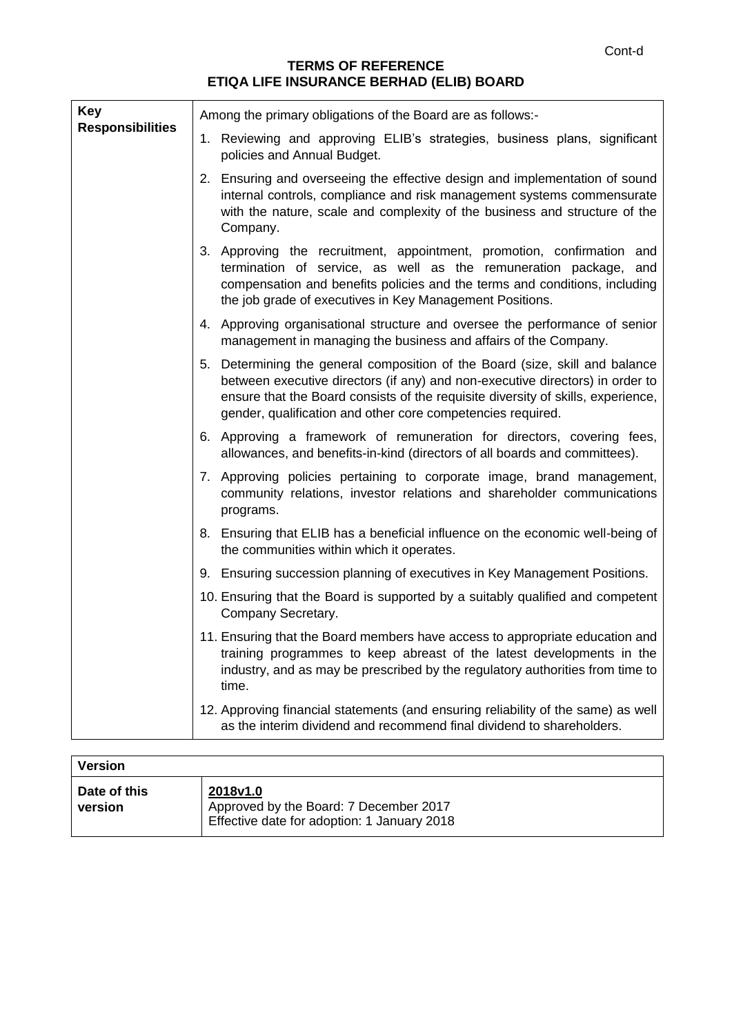Cont-d

**TERMS OF REFERENCE**
**ETIQA LIFE INSURANCE BERHAD (ELIB) BOARD**

| | |
|---|---|
| **Key Responsibilities** | Among the primary obligations of the Board are as follows:-<br>1. Reviewing and approving ELIB's strategies, business plans, significant policies and Annual Budget.<br>2. Ensuring and overseeing the effective design and implementation of sound internal controls, compliance and risk management systems commensurate with the nature, scale and complexity of the business and structure of the Company.<br>3. Approving the recruitment, appointment, promotion, confirmation and termination of service, as well as the remuneration package, and compensation and benefits policies and the terms and conditions, including the job grade of executives in Key Management Positions.<br>4. Approving organisational structure and oversee the performance of senior management in managing the business and affairs of the Company.<br>5. Determining the general composition of the Board (size, skill and balance between executive directors (if any) and non-executive directors) in order to ensure that the Board consists of the requisite diversity of skills, experience, gender, qualification and other core competencies required.<br>6. Approving a framework of remuneration for directors, covering fees, allowances, and benefits-in-kind (directors of all boards and committees).<br>7. Approving policies pertaining to corporate image, brand management, community relations, investor relations and shareholder communications programs.<br>8. Ensuring that ELIB has a beneficial influence on the economic well-being of the communities within which it operates.<br>9. Ensuring succession planning of executives in Key Management Positions.<br>10. Ensuring that the Board is supported by a suitably qualified and competent Company Secretary.<br>11. Ensuring that the Board members have access to appropriate education and training programmes to keep abreast of the latest developments in the industry, and as may be prescribed by the regulatory authorities from time to time.<br>12. Approving financial statements (and ensuring reliability of the same) as well as the interim dividend and recommend final dividend to shareholders. |

| **Version** | |
|---|---|
| **Date of this version** | **2018v1.0**<br>Approved by the Board: 7 December 2017<br>Effective date for adoption: 1 January 2018 |